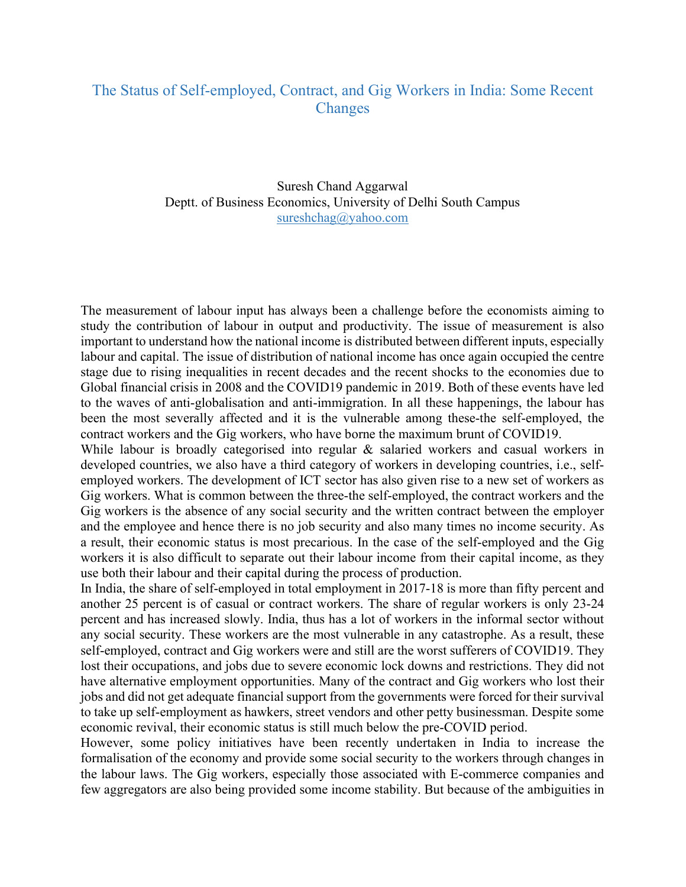# The Status of Self-employed, Contract, and Gig Workers in India: Some Recent Changes

Suresh Chand Aggarwal
Deptt. of Business Economics, University of Delhi South Campus
sureshchag@yahoo.com

The measurement of labour input has always been a challenge before the economists aiming to study the contribution of labour in output and productivity. The issue of measurement is also important to understand how the national income is distributed between different inputs, especially labour and capital. The issue of distribution of national income has once again occupied the centre stage due to rising inequalities in recent decades and the recent shocks to the economies due to Global financial crisis in 2008 and the COVID19 pandemic in 2019. Both of these events have led to the waves of anti-globalisation and anti-immigration. In all these happenings, the labour has been the most severally affected and it is the vulnerable among these-the self-employed, the contract workers and the Gig workers, who have borne the maximum brunt of COVID19.

While labour is broadly categorised into regular & salaried workers and casual workers in developed countries, we also have a third category of workers in developing countries, i.e., self-employed workers. The development of ICT sector has also given rise to a new set of workers as Gig workers. What is common between the three-the self-employed, the contract workers and the Gig workers is the absence of any social security and the written contract between the employer and the employee and hence there is no job security and also many times no income security. As a result, their economic status is most precarious. In the case of the self-employed and the Gig workers it is also difficult to separate out their labour income from their capital income, as they use both their labour and their capital during the process of production.

In India, the share of self-employed in total employment in 2017-18 is more than fifty percent and another 25 percent is of casual or contract workers. The share of regular workers is only 23-24 percent and has increased slowly. India, thus has a lot of workers in the informal sector without any social security. These workers are the most vulnerable in any catastrophe. As a result, these self-employed, contract and Gig workers were and still are the worst sufferers of COVID19. They lost their occupations, and jobs due to severe economic lock downs and restrictions. They did not have alternative employment opportunities. Many of the contract and Gig workers who lost their jobs and did not get adequate financial support from the governments were forced for their survival to take up self-employment as hawkers, street vendors and other petty businessman. Despite some economic revival, their economic status is still much below the pre-COVID period.

However, some policy initiatives have been recently undertaken in India to increase the formalisation of the economy and provide some social security to the workers through changes in the labour laws. The Gig workers, especially those associated with E-commerce companies and few aggregators are also being provided some income stability. But because of the ambiguities in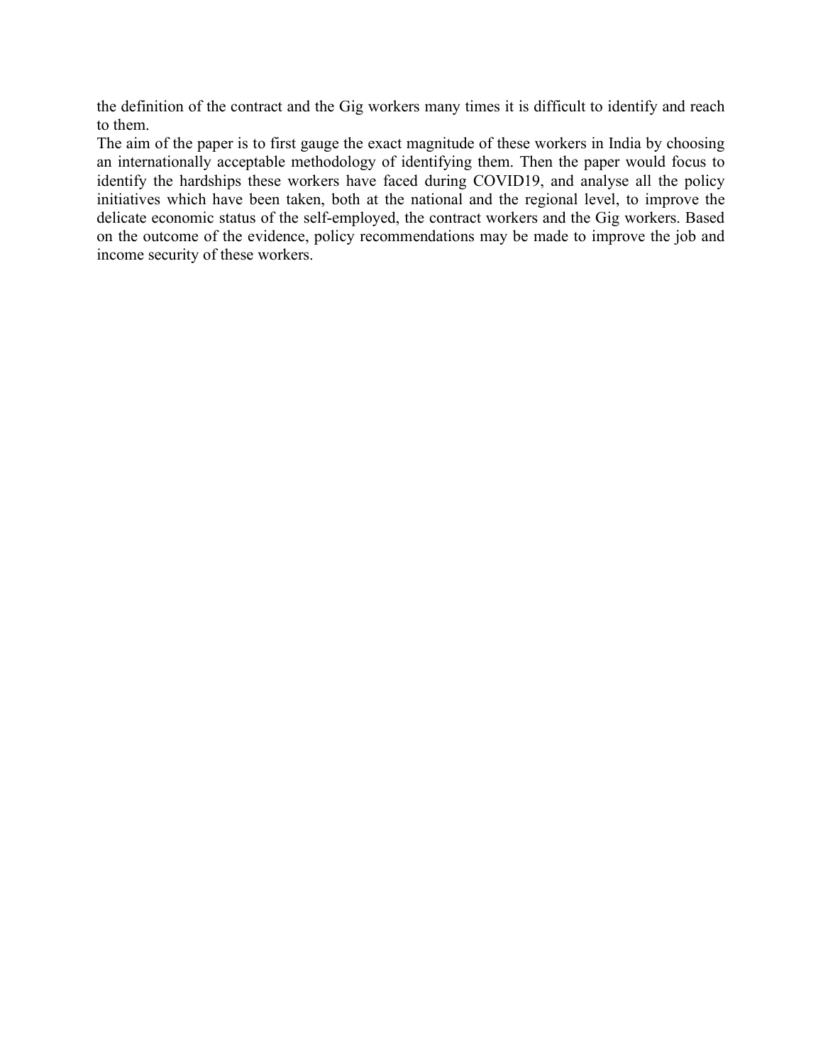the definition of the contract and the Gig workers many times it is difficult to identify and reach to them.

The aim of the paper is to first gauge the exact magnitude of these workers in India by choosing an internationally acceptable methodology of identifying them. Then the paper would focus to identify the hardships these workers have faced during COVID19, and analyse all the policy initiatives which have been taken, both at the national and the regional level, to improve the delicate economic status of the self-employed, the contract workers and the Gig workers. Based on the outcome of the evidence, policy recommendations may be made to improve the job and income security of these workers.